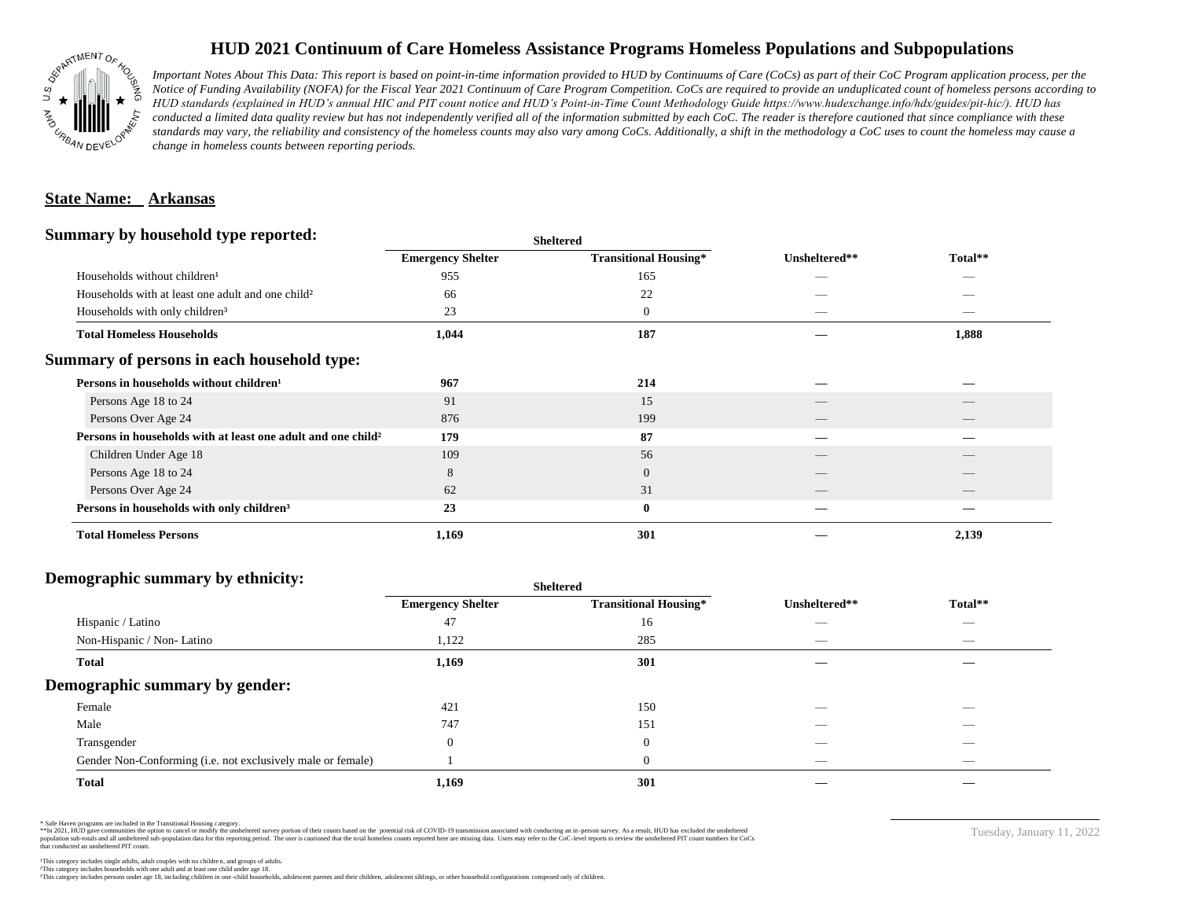# HUD 2021 Continuum of Care Homeless Assistance Programs Homeless Populations and Subpopulations

*Important Notes About This Data: This report is based on point-in-time information provided to HUD by Continuums of Care (CoCs) as part of their CoC Program application process, per the Notice of Funding Availability (NOFA) for the Fiscal Year 2021 Continuum of Care Program Competition. CoCs are required to produce an unduplicated count of homeless persons according to HUD standards (explained in HUD's annual HIC and PIT count notice and HUD's Point-in-Time Count Methodology Guide https://www.hudexchange.info/hdx/guides/pit-hic/). HUD has conducted a limited data quality review but has not independently verified all of the information submitted by each CoC. The reader is therefore cautioned that since compliance with these standards may vary, the reliability and consistency of the homeless counts may also vary among CoCs. Additionally, a shift in the methodology a CoC uses to count the homeless may cause a change in homeless counts between reporting periods.*

## State Name: Arkansas

### Summary by household type reported:

| | Sheltered | | | |
|---|---|---|---|---|
| | Emergency Shelter | Transitional Housing* | Unsheltered** | Total** |
| Households without children¹ | 955 | 165 | — | — |
| Households with at least one adult and one child² | 66 | 22 | — | — |
| Households with only children³ | 23 | 0 | — | — |
| **Total Homeless Households** | **1,044** | **187** | **—** | **1,888** |

### Summary of persons in each household type:

| | Emergency Shelter | Transitional Housing* | Unsheltered** | Total** |
|---|---|---|---|---|
| **Persons in households without children¹** | **967** | **214** | **—** | **—** |
| Persons Age 18 to 24 | 91 | 15 | — | — |
| Persons Over Age 24 | 876 | 199 | — | — |
| **Persons in households with at least one adult and one child²** | **179** | **87** | **—** | **—** |
| Children Under Age 18 | 109 | 56 | — | — |
| Persons Age 18 to 24 | 8 | 0 | — | — |
| Persons Over Age 24 | 62 | 31 | — | — |
| **Persons in households with only children³** | **23** | **0** | **—** | **—** |
| **Total Homeless Persons** | **1,169** | **301** | **—** | **2,139** |

### Demographic summary by ethnicity:

| | Sheltered | | | |
|---|---|---|---|---|
| | Emergency Shelter | Transitional Housing* | Unsheltered** | Total** |
| Hispanic / Latino | 47 | 16 | — | — |
| Non-Hispanic / Non- Latino | 1,122 | 285 | — | — |
| **Total** | **1,169** | **301** | **—** | **—** |

### Demographic summary by gender:

| | Emergency Shelter | Transitional Housing* | Unsheltered** | Total** |
|---|---|---|---|---|
| Female | 421 | 150 | — | — |
| Male | 747 | 151 | — | — |
| Transgender | 0 | 0 | — | — |
| Gender Non-Conforming (i.e. not exclusively male or female) | 1 | 0 | — | — |
| **Total** | **1,169** | **301** | **—** | **—** |

\* Safe Haven programs are included in the Transitional Housing category.
\**In 2021, HUD gave communities the option to cancel or modify the unsheltered survey portion of their counts based on the potential risk of COVID-19 transmission associated with conducting an in-person survey. As a result, HUD has excluded the unsheltered population sub-totals and all unsheltered sub-population data for this reporting period. The user is cautioned that the total homeless counts reported here are missing data. Users may refer to the CoC-level reports to review the unsheltered PIT count numbers for CoCs that conducted an unsheltered PIT count.

¹This category includes single adults, adult couples with no children, and groups of adults.
²This category includes households with one adult and at least one child under age 18.
³This category includes persons under age 18, including children in one-child households, adolescent parents and their children, adolescent siblings, or other household configurations composed only of children.

Tuesday, January 11, 2022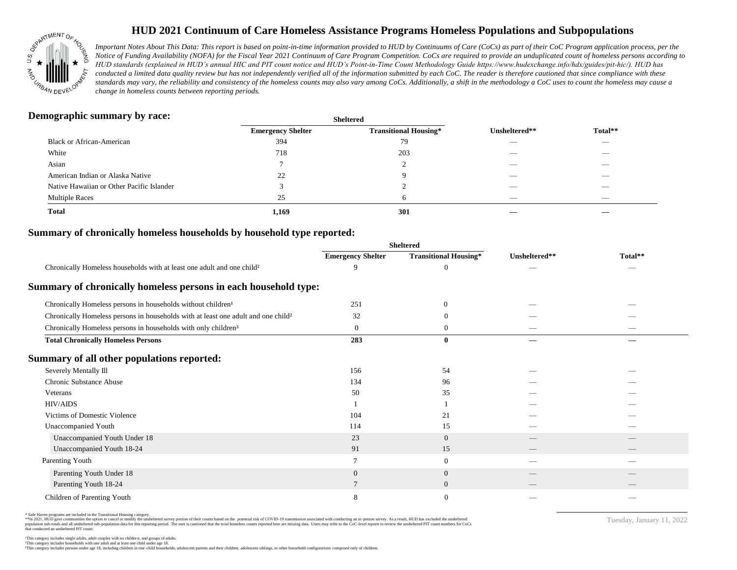# HUD 2021 Continuum of Care Homeless Assistance Programs Homeless Populations and Subpopulations

*Important Notes About This Data: This report is based on point-in-time information provided to HUD by Continuums of Care (CoCs) as part of their CoC Program application process, per the Notice of Funding Availability (NOFA) for the Fiscal Year 2021 Continuum of Care Program Competition. CoCs are required to provide an unduplicated count of homeless persons according to HUD standards (explained in HUD's annual HIC and PIT count notice and HUD's Point-in-Time Count Methodology Guide https://www.hudexchange.info/hdx/guides/pit-hic/). HUD has conducted a limited data quality review but has not independently verified all of the information submitted by each CoC. The reader is therefore cautioned that since compliance with these standards may vary, the reliability and consistency of the homeless counts may also vary among CoCs. Additionally, a shift in the methodology a CoC uses to count the homeless may cause a change in homeless counts between reporting periods.*

## Demographic summary by race:

| | Sheltered | | | |
|---|---|---|---|---|
| | Emergency Shelter | Transitional Housing* | Unsheltered** | Total** |
| Black or African-American | 394 | 79 | — | — |
| White | 718 | 203 | — | — |
| Asian | 7 | 2 | — | — |
| American Indian or Alaska Native | 22 | 9 | — | — |
| Native Hawaiian or Other Pacific Islander | 3 | 2 | — | — |
| Multiple Races | 25 | 6 | — | — |
| **Total** | **1,169** | **301** | **—** | **—** |

## Summary of chronically homeless households by household type reported:

| | Sheltered | | | |
|---|---|---|---|---|
| | Emergency Shelter | Transitional Housing* | Unsheltered** | Total** |
| Chronically Homeless households with at least one adult and one child² | 9 | 0 | — | — |

## Summary of chronically homeless persons in each household type:

| | Emergency Shelter | Transitional Housing* | Unsheltered** | Total** |
|---|---|---|---|---|
| Chronically Homeless persons in households without children¹ | 251 | 0 | — | — |
| Chronically Homeless persons in households with at least one adult and one child² | 32 | 0 | — | — |
| Chronically Homeless persons in households with only children³ | 0 | 0 | — | — |
| **Total Chronically Homeless Persons** | **283** | **0** | **—** | **—** |

## Summary of all other populations reported:

| | Emergency Shelter | Transitional Housing* | Unsheltered** | Total** |
|---|---|---|---|---|
| Severely Mentally Ill | 156 | 54 | — | — |
| Chronic Substance Abuse | 134 | 96 | — | — |
| Veterans | 50 | 35 | — | — |
| HIV/AIDS | 1 | 1 | — | — |
| Victims of Domestic Violence | 104 | 21 | — | — |
| Unaccompanied Youth | 114 | 15 | — | — |
| Unaccompanied Youth Under 18 | 23 | 0 | — | — |
| Unaccompanied Youth 18-24 | 91 | 15 | — | — |
| Parenting Youth | 7 | 0 | — | — |
| Parenting Youth Under 18 | 0 | 0 | — | — |
| Parenting Youth 18-24 | 7 | 0 | — | — |
| Children of Parenting Youth | 8 | 0 | — | — |

\* Safe Haven programs are included in the Transitional Housing category.
\*\*In 2021, HUD gave communities the option to cancel or modify the unsheltered survey portion of their counts based on the potential risk of COVID-19 transmission associated with conducting an in-person survey. As a result, HUD has excluded the unsheltered population sub-totals and all unsheltered sub-population data for this reporting period. The user is cautioned that the total homeless counts reported here are missing data. Users may refer to the CoC-level reports to review the unsheltered PIT count numbers for CoCs that conducted an unsheltered PIT count.

¹This category includes single adults, adult couples with no children, and groups of adults.
²This category includes households with one adult and at least one child under age 18.
³This category includes persons under age 18, including children in one-child households, adolescent parents and their children, adolescent siblings, or other household configurations composed only of children.

Tuesday, January 11, 2022